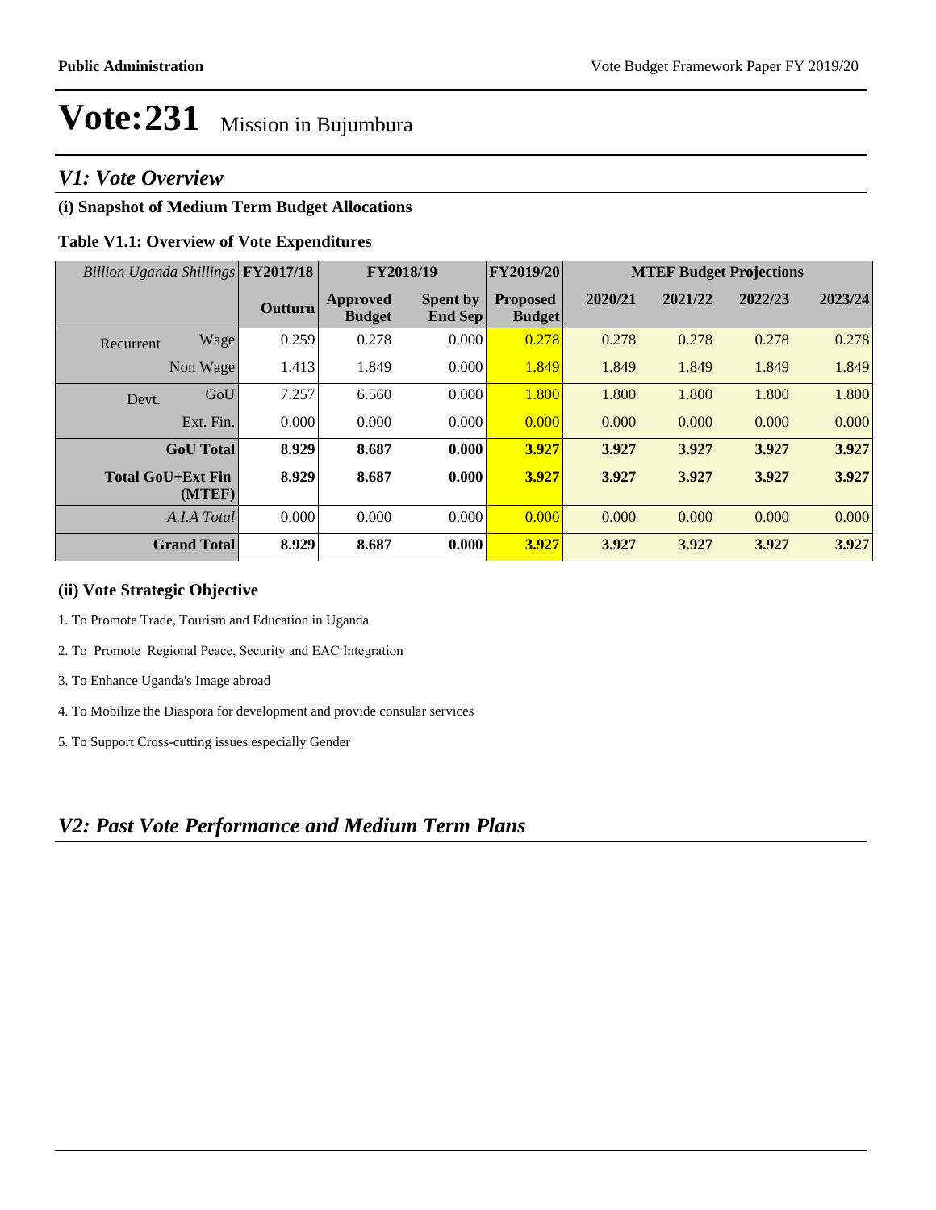# Vote:231 Mission in Bujumbura

## *V1: Vote Overview*

### (i) Snapshot of Medium Term Budget Allocations

**Table V1.1: Overview of Vote Expenditures**

| *Billion Uganda Shillings* | | FY2017/18 | FY2018/19 | | FY2019/20 | MTEF Budget Projections | | | |
|---|---|---|---|---|---|---|---|---|---|
| | | **Outturn** | **Approved Budget** | **Spent by End Sep** | **Proposed Budget** | **2020/21** | **2021/22** | **2022/23** | **2023/24** |
| Recurrent | Wage | 0.259 | 0.278 | 0.000 | 0.278 | 0.278 | 0.278 | 0.278 | 0.278 |
| | Non Wage | 1.413 | 1.849 | 0.000 | 1.849 | 1.849 | 1.849 | 1.849 | 1.849 |
| Devt. | GoU | 7.257 | 6.560 | 0.000 | 1.800 | 1.800 | 1.800 | 1.800 | 1.800 |
| | Ext. Fin. | 0.000 | 0.000 | 0.000 | 0.000 | 0.000 | 0.000 | 0.000 | 0.000 |
| | **GoU Total** | **8.929** | **8.687** | **0.000** | **3.927** | **3.927** | **3.927** | **3.927** | **3.927** |
| | **Total GoU+Ext Fin (MTEF)** | **8.929** | **8.687** | **0.000** | **3.927** | **3.927** | **3.927** | **3.927** | **3.927** |
| | *A.I.A Total* | 0.000 | 0.000 | 0.000 | 0.000 | 0.000 | 0.000 | 0.000 | 0.000 |
| | **Grand Total** | **8.929** | **8.687** | **0.000** | **3.927** | **3.927** | **3.927** | **3.927** | **3.927** |

### (ii) Vote Strategic Objective

1. To Promote Trade, Tourism and Education in Uganda

2. To Promote Regional Peace, Security and EAC Integration

3. To Enhance Uganda's Image abroad

4. To Mobilize the Diaspora for development and provide consular services

5. To Support Cross-cutting issues especially Gender

## *V2: Past Vote Performance and Medium Term Plans*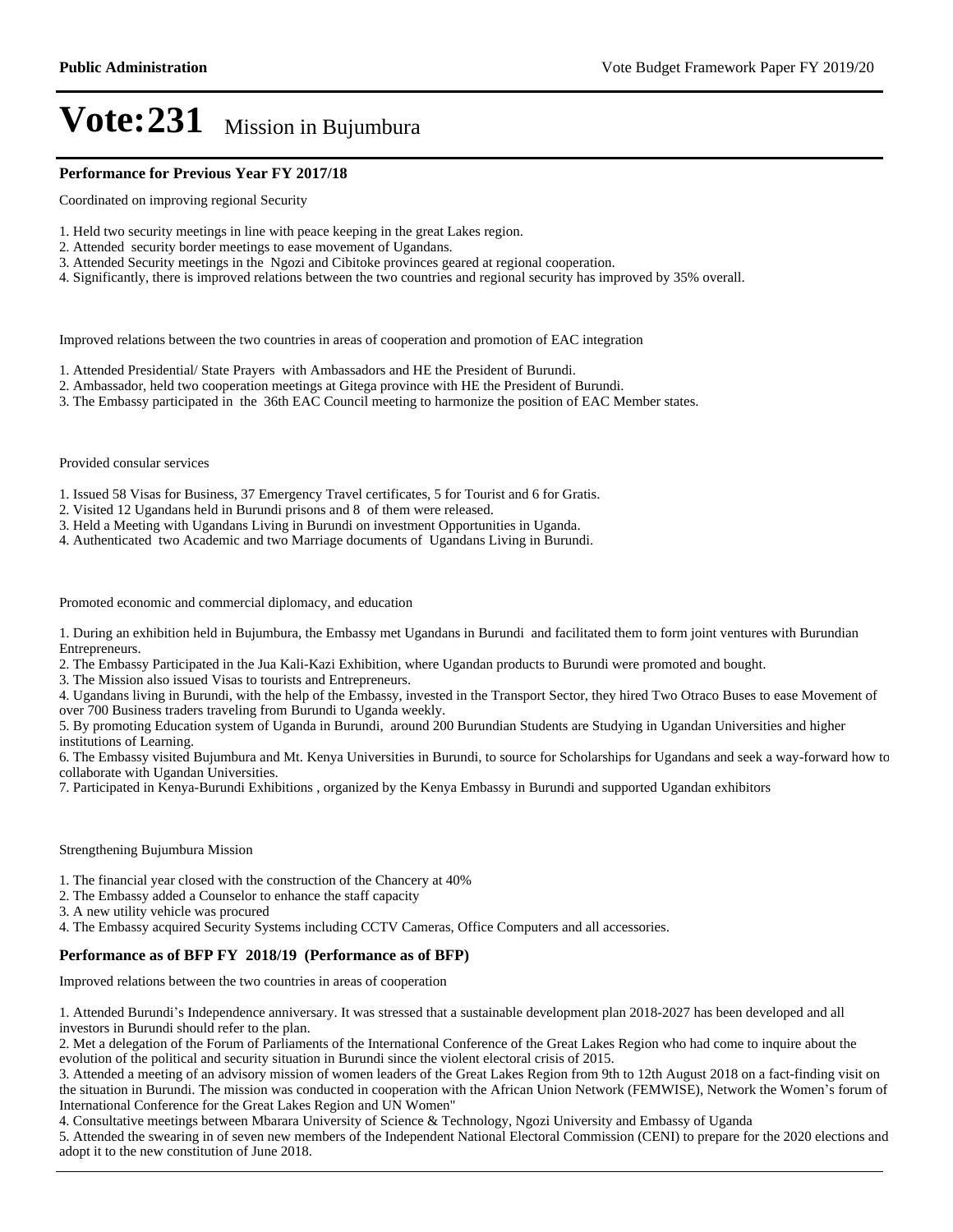# Vote:231 Mission in Bujumbura

## Performance for Previous Year FY 2017/18

Coordinated on improving regional Security

1. Held two security meetings in line with peace keeping in the great Lakes region.
2. Attended security border meetings to ease movement of Ugandans.
3. Attended Security meetings in the Ngozi and Cibitoke provinces geared at regional cooperation.
4. Significantly, there is improved relations between the two countries and regional security has improved by 35% overall.

Improved relations between the two countries in areas of cooperation and promotion of EAC integration

1. Attended Presidential/ State Prayers with Ambassadors and HE the President of Burundi.
2. Ambassador, held two cooperation meetings at Gitega province with HE the President of Burundi.
3. The Embassy participated in the 36th EAC Council meeting to harmonize the position of EAC Member states.

Provided consular services

1. Issued 58 Visas for Business, 37 Emergency Travel certificates, 5 for Tourist and 6 for Gratis.
2. Visited 12 Ugandans held in Burundi prisons and 8 of them were released.
3. Held a Meeting with Ugandans Living in Burundi on investment Opportunities in Uganda.
4. Authenticated two Academic and two Marriage documents of Ugandans Living in Burundi.

Promoted economic and commercial diplomacy, and education

1. During an exhibition held in Bujumbura, the Embassy met Ugandans in Burundi and facilitated them to form joint ventures with Burundian Entrepreneurs.
2. The Embassy Participated in the Jua Kali-Kazi Exhibition, where Ugandan products to Burundi were promoted and bought.
3. The Mission also issued Visas to tourists and Entrepreneurs.
4. Ugandans living in Burundi, with the help of the Embassy, invested in the Transport Sector, they hired Two Otraco Buses to ease Movement of over 700 Business traders traveling from Burundi to Uganda weekly.
5. By promoting Education system of Uganda in Burundi, around 200 Burundian Students are Studying in Ugandan Universities and higher institutions of Learning.
6. The Embassy visited Bujumbura and Mt. Kenya Universities in Burundi, to source for Scholarships for Ugandans and seek a way-forward how to collaborate with Ugandan Universities.
7. Participated in Kenya-Burundi Exhibitions , organized by the Kenya Embassy in Burundi and supported Ugandan exhibitors

Strengthening Bujumbura Mission

1. The financial year closed with the construction of the Chancery at 40%
2. The Embassy added a Counselor to enhance the staff capacity
3. A new utility vehicle was procured
4. The Embassy acquired Security Systems including CCTV Cameras, Office Computers and all accessories.

## Performance as of BFP FY 2018/19 (Performance as of BFP)

Improved relations between the two countries in areas of cooperation

1. Attended Burundi's Independence anniversary. It was stressed that a sustainable development plan 2018-2027 has been developed and all investors in Burundi should refer to the plan.
2. Met a delegation of the Forum of Parliaments of the International Conference of the Great Lakes Region who had come to inquire about the evolution of the political and security situation in Burundi since the violent electoral crisis of 2015.
3. Attended a meeting of an advisory mission of women leaders of the Great Lakes Region from 9th to 12th August 2018 on a fact-finding visit on the situation in Burundi. The mission was conducted in cooperation with the African Union Network (FEMWISE), Network the Women's forum of International Conference for the Great Lakes Region and UN Women"
4. Consultative meetings between Mbarara University of Science & Technology, Ngozi University and Embassy of Uganda
5. Attended the swearing in of seven new members of the Independent National Electoral Commission (CENI) to prepare for the 2020 elections and adopt it to the new constitution of June 2018.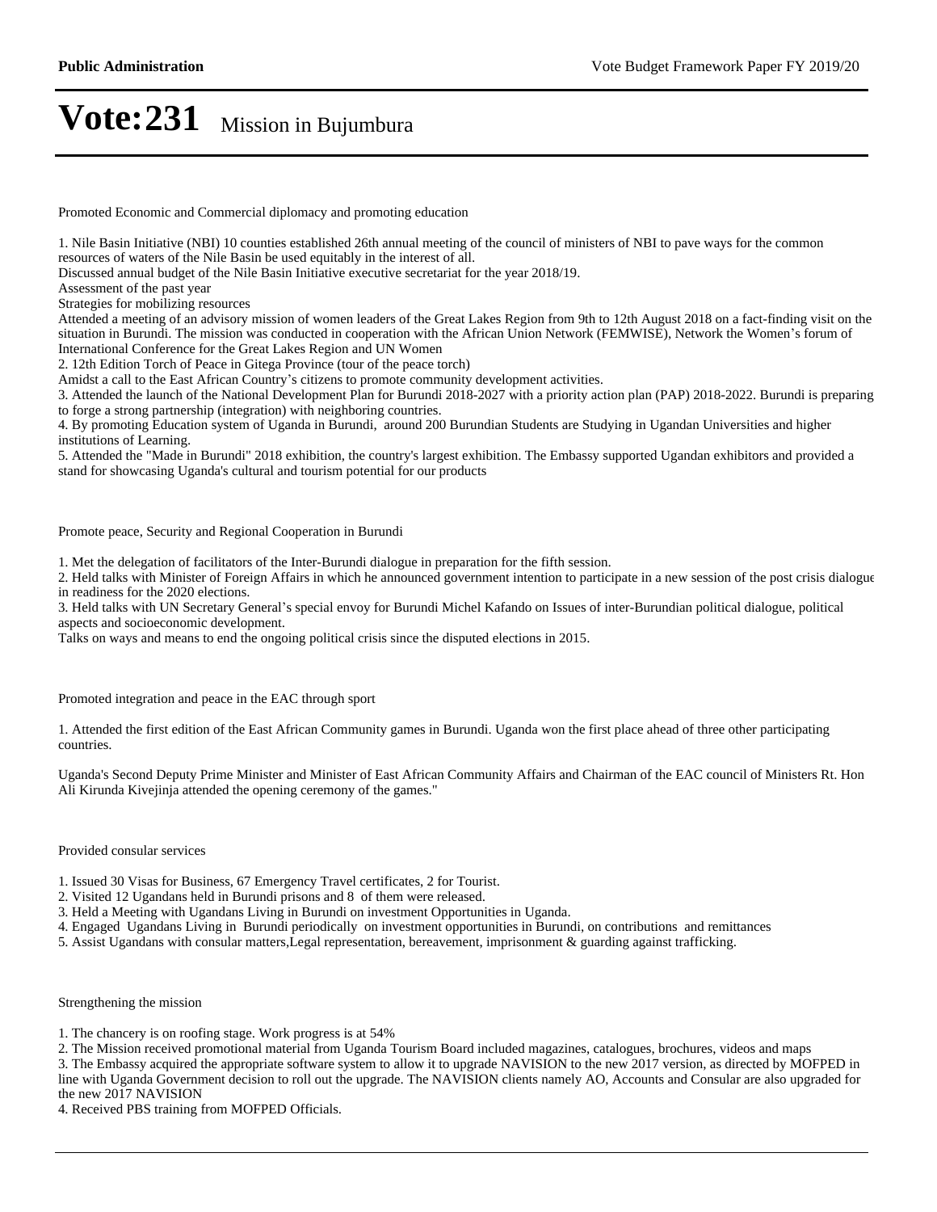# Vote:231 Mission in Bujumbura

Promoted Economic and Commercial diplomacy and promoting education

1. Nile Basin Initiative (NBI) 10 counties established 26th annual meeting of the council of ministers of NBI to pave ways for the common resources of waters of the Nile Basin be used equitably in the interest of all.
Discussed annual budget of the Nile Basin Initiative executive secretariat for the year 2018/19.
Assessment of the past year
Strategies for mobilizing resources
Attended a meeting of an advisory mission of women leaders of the Great Lakes Region from 9th to 12th August 2018 on a fact-finding visit on the situation in Burundi. The mission was conducted in cooperation with the African Union Network (FEMWISE), Network the Women's forum of International Conference for the Great Lakes Region and UN Women
2. 12th Edition Torch of Peace in Gitega Province (tour of the peace torch)
Amidst a call to the East African Country's citizens to promote community development activities.
3. Attended the launch of the National Development Plan for Burundi 2018-2027 with a priority action plan (PAP) 2018-2022. Burundi is preparing to forge a strong partnership (integration) with neighboring countries.
4. By promoting Education system of Uganda in Burundi, around 200 Burundian Students are Studying in Ugandan Universities and higher institutions of Learning.
5. Attended the "Made in Burundi" 2018 exhibition, the country's largest exhibition. The Embassy supported Ugandan exhibitors and provided a stand for showcasing Uganda's cultural and tourism potential for our products

Promote peace, Security and Regional Cooperation in Burundi

1. Met the delegation of facilitators of the Inter-Burundi dialogue in preparation for the fifth session.
2. Held talks with Minister of Foreign Affairs in which he announced government intention to participate in a new session of the post crisis dialogue in readiness for the 2020 elections.
3. Held talks with UN Secretary General's special envoy for Burundi Michel Kafando on Issues of inter-Burundian political dialogue, political aspects and socioeconomic development.
Talks on ways and means to end the ongoing political crisis since the disputed elections in 2015.

Promoted integration and peace in the EAC through sport

1. Attended the first edition of the East African Community games in Burundi. Uganda won the first place ahead of three other participating countries.

Uganda's Second Deputy Prime Minister and Minister of East African Community Affairs and Chairman of the EAC council of Ministers Rt. Hon Ali Kirunda Kivejinja attended the opening ceremony of the games."

Provided consular services

1. Issued 30 Visas for Business, 67 Emergency Travel certificates, 2 for Tourist.
2. Visited 12 Ugandans held in Burundi prisons and 8 of them were released.
3. Held a Meeting with Ugandans Living in Burundi on investment Opportunities in Uganda.
4. Engaged Ugandans Living in Burundi periodically on investment opportunities in Burundi, on contributions and remittances
5. Assist Ugandans with consular matters,Legal representation, bereavement, imprisonment & guarding against trafficking.

Strengthening the mission

1. The chancery is on roofing stage. Work progress is at 54%
2. The Mission received promotional material from Uganda Tourism Board included magazines, catalogues, brochures, videos and maps
3. The Embassy acquired the appropriate software system to allow it to upgrade NAVISION to the new 2017 version, as directed by MOFPED in line with Uganda Government decision to roll out the upgrade. The NAVISION clients namely AO, Accounts and Consular are also upgraded for the new 2017 NAVISION
4. Received PBS training from MOFPED Officials.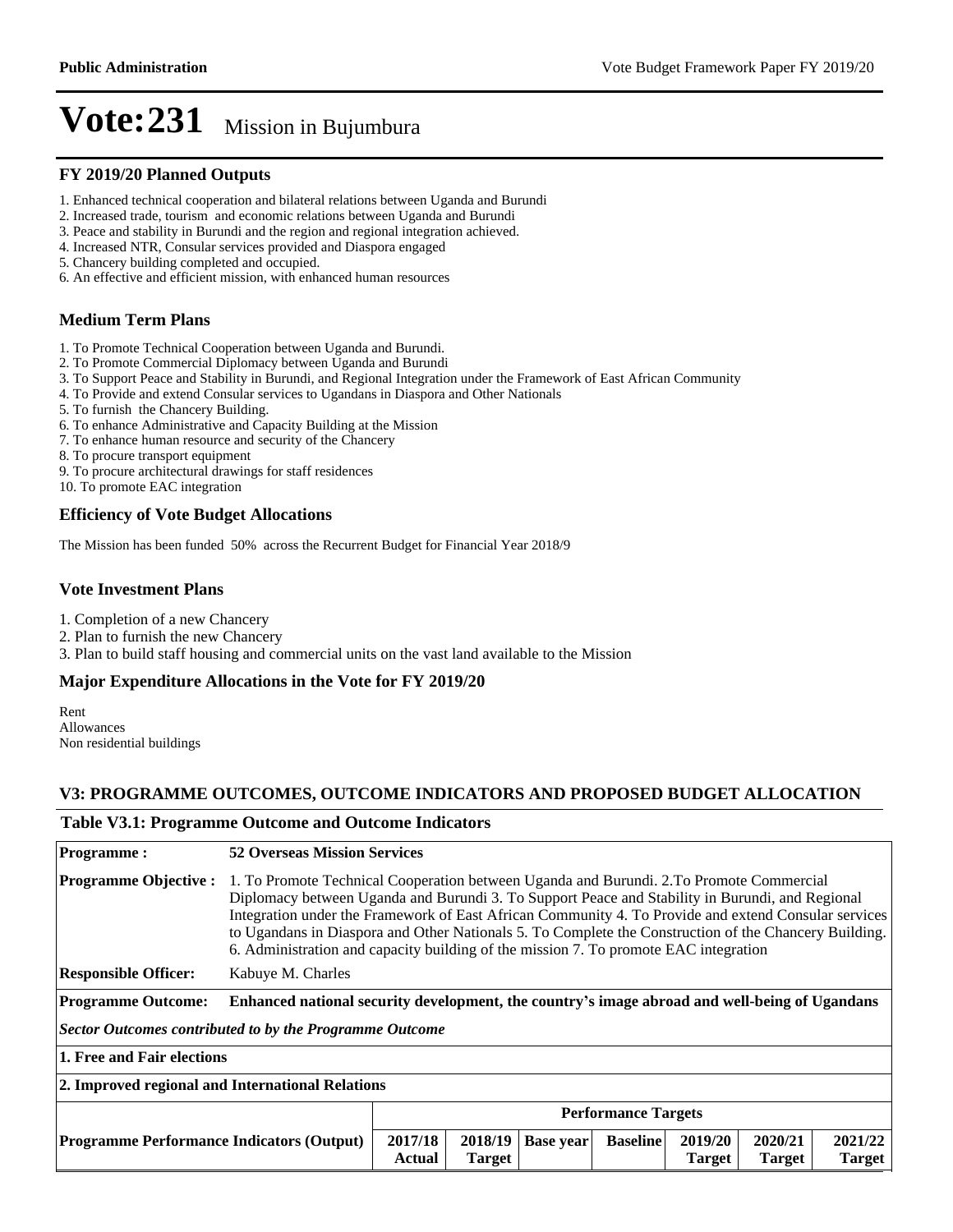# Vote:231 Mission in Bujumbura

## FY 2019/20 Planned Outputs

1. Enhanced technical cooperation and bilateral relations between Uganda and Burundi
2. Increased trade, tourism and economic relations between Uganda and Burundi
3. Peace and stability in Burundi and the region and regional integration achieved.
4. Increased NTR, Consular services provided and Diaspora engaged
5. Chancery building completed and occupied.
6. An effective and efficient mission, with enhanced human resources

## Medium Term Plans

1. To Promote Technical Cooperation between Uganda and Burundi.
2. To Promote Commercial Diplomacy between Uganda and Burundi
3. To Support Peace and Stability in Burundi, and Regional Integration under the Framework of East African Community
4. To Provide and extend Consular services to Ugandans in Diaspora and Other Nationals
5. To furnish the Chancery Building.
6. To enhance Administrative and Capacity Building at the Mission
7. To enhance human resource and security of the Chancery
8. To procure transport equipment
9. To procure architectural drawings for staff residences
10. To promote EAC integration

## Efficiency of Vote Budget Allocations

The Mission has been funded 50% across the Recurrent Budget for Financial Year 2018/9

## Vote Investment Plans

1. Completion of a new Chancery
2. Plan to furnish the new Chancery
3. Plan to build staff housing and commercial units on the vast land available to the Mission

## Major Expenditure Allocations in the Vote for FY 2019/20

Rent
Allowances
Non residential buildings

## V3: PROGRAMME OUTCOMES, OUTCOME INDICATORS AND PROPOSED BUDGET ALLOCATION

### Table V3.1: Programme Outcome and Outcome Indicators

| **Programme :** | **52 Overseas Mission Services** |
|---|---|
| **Programme Objective :** | 1. To Promote Technical Cooperation between Uganda and Burundi. 2.To Promote Commercial Diplomacy between Uganda and Burundi 3. To Support Peace and Stability in Burundi, and Regional Integration under the Framework of East African Community 4. To Provide and extend Consular services to Ugandans in Diaspora and Other Nationals 5. To Complete the Construction of the Chancery Building. 6. Administration and capacity building of the mission 7. To promote EAC integration |
| **Responsible Officer:** | Kabuye M. Charles |
| **Programme Outcome:** | **Enhanced national security development, the country's image abroad and well-being of Ugandans** |
| ***Sector Outcomes contributed to by the Programme Outcome*** | |
| **1. Free and Fair elections** | |
| **2. Improved regional and International Relations** | |

| | **Performance Targets** | | | | | | |
|---|---|---|---|---|---|---|---|
| **Programme Performance Indicators (Output)** | **2017/18 Actual** | **2018/19 Target** | **Base year** | **Baseline** | **2019/20 Target** | **2020/21 Target** | **2021/22 Target** |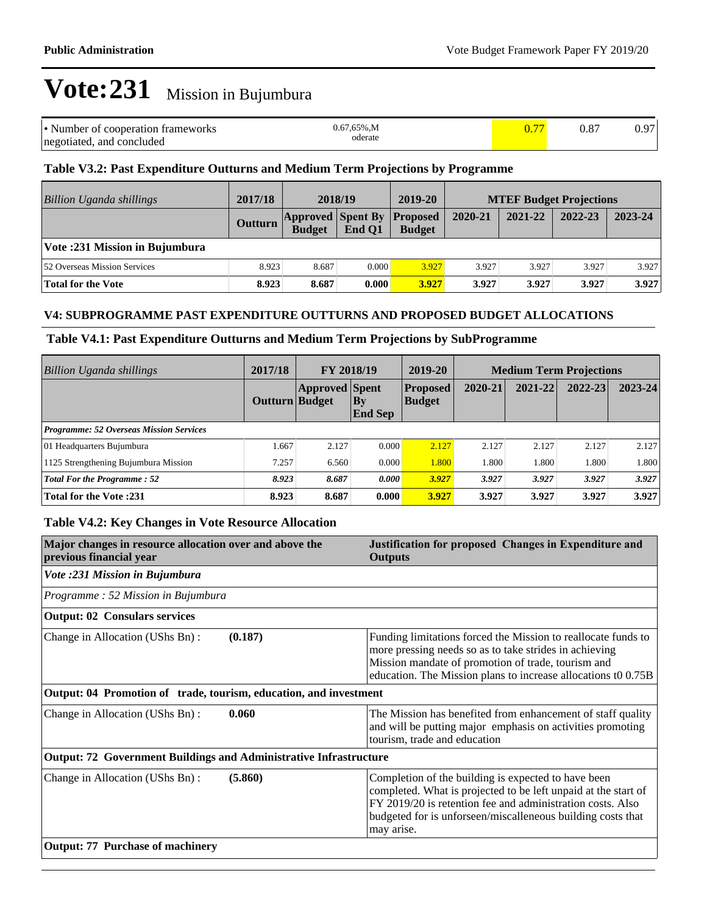# Vote:231 Mission in Bujumbura

| • Number of cooperation frameworks negotiated, and concluded | 0.67,65%,Moderate | 0.77 | 0.87 | 0.97 |
|---|---|---|---|---|

### Table V3.2: Past Expenditure Outturns and Medium Term Projections by Programme

| *Billion Uganda shillings* | 2017/18 | 2018/19 | | 2019-20 | MTEF Budget Projections | | | |
|---|---|---|---|---|---|---|---|---|
| | Outturn | Approved Budget | Spent By End Q1 | Proposed Budget | 2020-21 | 2021-22 | 2022-23 | 2023-24 |
| **Vote :231 Mission in Bujumbura** | | | | | | | | |
| 52 Overseas Mission Services | 8.923 | 8.687 | 0.000 | 3.927 | 3.927 | 3.927 | 3.927 | 3.927 |
| **Total for the Vote** | **8.923** | **8.687** | **0.000** | **3.927** | **3.927** | **3.927** | **3.927** | **3.927** |

### V4: SUBPROGRAMME PAST EXPENDITURE OUTTURNS AND PROPOSED BUDGET ALLOCATIONS

### Table V4.1: Past Expenditure Outturns and Medium Term Projections by SubProgramme

| *Billion Uganda shillings* | 2017/18 | FY 2018/19 | | 2019-20 | Medium Term Projections | | | |
|---|---|---|---|---|---|---|---|---|
| | Outturn | Approved Budget | Spent By End Sep | Proposed Budget | 2020-21 | 2021-22 | 2022-23 | 2023-24 |
| ***Programme: 52 Overseas Mission Services*** | | | | | | | | |
| 01 Headquarters Bujumbura | 1.667 | 2.127 | 0.000 | 2.127 | 2.127 | 2.127 | 2.127 | 2.127 |
| 1125 Strengthening Bujumbura Mission | 7.257 | 6.560 | 0.000 | 1.800 | 1.800 | 1.800 | 1.800 | 1.800 |
| ***Total For the Programme : 52*** | ***8.923*** | ***8.687*** | ***0.000*** | ***3.927*** | ***3.927*** | ***3.927*** | ***3.927*** | ***3.927*** |
| **Total for the Vote :231** | **8.923** | **8.687** | **0.000** | **3.927** | **3.927** | **3.927** | **3.927** | **3.927** |

### Table V4.2: Key Changes in Vote Resource Allocation

| Major changes in resource allocation over and above the previous financial year | | Justification for proposed Changes in Expenditure and Outputs |
|---|---|---|
| *Vote :231 Mission in Bujumbura* | | |
| *Programme : 52 Mission in Bujumbura* | | |
| **Output: 02 Consulars services** | | |
| Change in Allocation (UShs Bn) : | **(0.187)** | Funding limitations forced the Mission to reallocate funds to more pressing needs so as to take strides in achieving Mission mandate of promotion of trade, tourism and education. The Mission plans to increase allocations t0 0.75B |
| **Output: 04 Promotion of trade, tourism, education, and investment** | | |
| Change in Allocation (UShs Bn) : | **0.060** | The Mission has benefited from enhancement of staff quality and will be putting major emphasis on activities promoting tourism, trade and education |
| **Output: 72 Government Buildings and Administrative Infrastructure** | | |
| Change in Allocation (UShs Bn) : | **(5.860)** | Completion of the building is expected to have been completed. What is projected to be left unpaid at the start of FY 2019/20 is retention fee and administration costs. Also budgeted for is unforseen/miscalleneous building costs that may arise. |
| **Output: 77 Purchase of machinery** | | |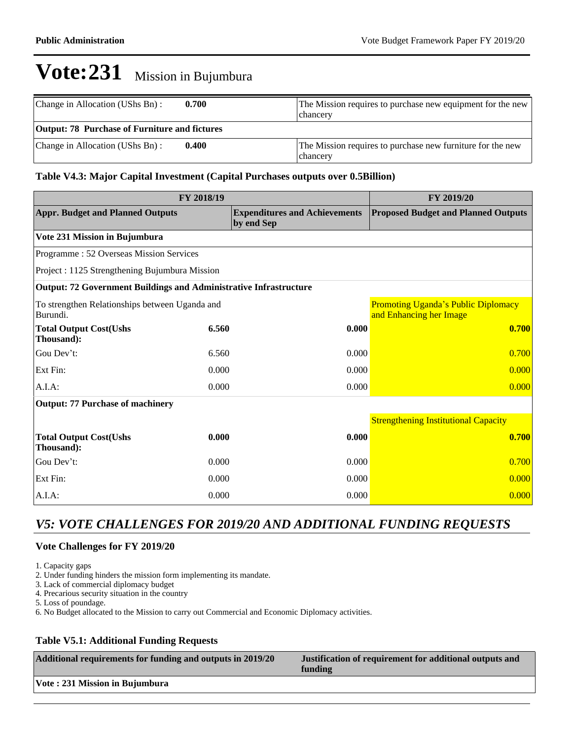# Vote:231 Mission in Bujumbura

| Change in Allocation (UShs Bn) : | 0.700 | The Mission requires to purchase new equipment for the new chancery |
|---|---|---|
| **Output: 78 Purchase of Furniture and fictures** | | |
| Change in Allocation (UShs Bn) : | 0.400 | The Mission requires to purchase new furniture for the new chancery |

### Table V4.3: Major Capital Investment (Capital Purchases outputs over 0.5Billion)

| FY 2018/19 | | | FY 2019/20 |
|---|---|---|---|
| **Appr. Budget and Planned Outputs** | | **Expenditures and Achievements by end Sep** | **Proposed Budget and Planned Outputs** |
| **Vote 231 Mission in Bujumbura** | | | |
| Programme : 52 Overseas Mission Services | | | |
| Project : 1125 Strengthening Bujumbura Mission | | | |
| **Output: 72 Government Buildings and Administrative Infrastructure** | | | |
| To strengthen Relationships between Uganda and Burundi. | | | Promoting Uganda's Public Diplomacy and Enhancing her Image |
| **Total Output Cost(Ushs Thousand):** | **6.560** | **0.000** | **0.700** |
| Gou Dev't: | 6.560 | 0.000 | 0.700 |
| Ext Fin: | 0.000 | 0.000 | 0.000 |
| A.I.A: | 0.000 | 0.000 | 0.000 |
| **Output: 77 Purchase of machinery** | | | |
| | | | Strengthening Institutional Capacity |
| **Total Output Cost(Ushs Thousand):** | **0.000** | **0.000** | **0.700** |
| Gou Dev't: | 0.000 | 0.000 | 0.700 |
| Ext Fin: | 0.000 | 0.000 | 0.000 |
| A.I.A: | 0.000 | 0.000 | 0.000 |

## *V5: VOTE CHALLENGES FOR 2019/20 AND ADDITIONAL FUNDING REQUESTS*

### Vote Challenges for FY 2019/20

1. Capacity gaps
2. Under funding hinders the mission form implementing its mandate.
3. Lack of commercial diplomacy budget
4. Precarious security situation in the country
5. Loss of poundage.
6. No Budget allocated to the Mission to carry out Commercial and Economic Diplomacy activities.

### Table V5.1: Additional Funding Requests

| Additional requirements for funding and outputs in 2019/20 | Justification of requirement for additional outputs and funding |
|---|---|
| **Vote : 231 Mission in Bujumbura** | |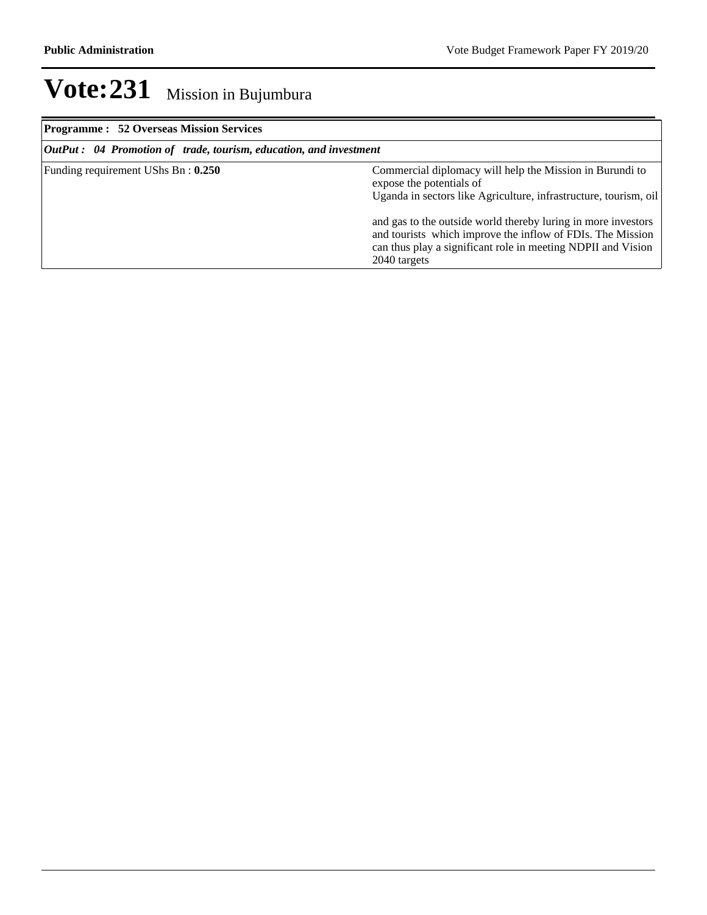# Vote:231 Mission in Bujumbura

| **Programme : 52 Overseas Mission Services** | |
|---|---|
| ***OutPut : 04 Promotion of trade, tourism, education, and investment*** | |
| Funding requirement UShs Bn : **0.250** | Commercial diplomacy will help the Mission in Burundi to expose the potentials of Uganda in sectors like Agriculture, infrastructure, tourism, oil and gas to the outside world thereby luring in more investors and tourists which improve the inflow of FDIs. The Mission can thus play a significant role in meeting NDPII and Vision 2040 targets |